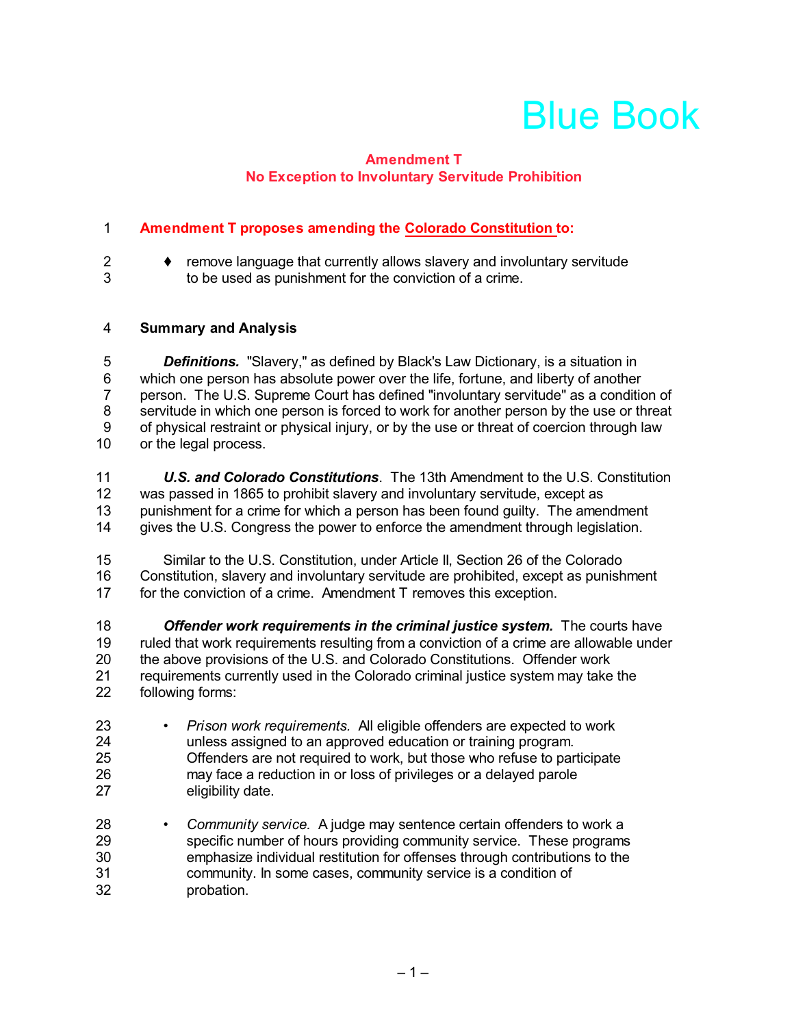# Blue Book

## Amendment T
## No Exception to Involuntary Servitude Prohibition

**Amendment T proposes amending the Colorado Constitution to:**

- remove language that currently allows slavery and involuntary servitude to be used as punishment for the conviction of a crime.

### Summary and Analysis

***Definitions.*** "Slavery," as defined by Black's Law Dictionary, is a situation in which one person has absolute power over the life, fortune, and liberty of another person. The U.S. Supreme Court has defined "involuntary servitude" as a condition of servitude in which one person is forced to work for another person by the use or threat of physical restraint or physical injury, or by the use or threat of coercion through law or the legal process.

***U.S. and Colorado Constitutions***. The 13th Amendment to the U.S. Constitution was passed in 1865 to prohibit slavery and involuntary servitude, except as punishment for a crime for which a person has been found guilty. The amendment gives the U.S. Congress the power to enforce the amendment through legislation.

Similar to the U.S. Constitution, under Article II, Section 26 of the Colorado Constitution, slavery and involuntary servitude are prohibited, except as punishment for the conviction of a crime. Amendment T removes this exception.

***Offender work requirements in the criminal justice system.*** The courts have ruled that work requirements resulting from a conviction of a crime are allowable under the above provisions of the U.S. and Colorado Constitutions. Offender work requirements currently used in the Colorado criminal justice system may take the following forms:

- *Prison work requirements.* All eligible offenders are expected to work unless assigned to an approved education or training program. Offenders are not required to work, but those who refuse to participate may face a reduction in or loss of privileges or a delayed parole eligibility date.

- *Community service.* A judge may sentence certain offenders to work a specific number of hours providing community service. These programs emphasize individual restitution for offenses through contributions to the community. In some cases, community service is a condition of probation.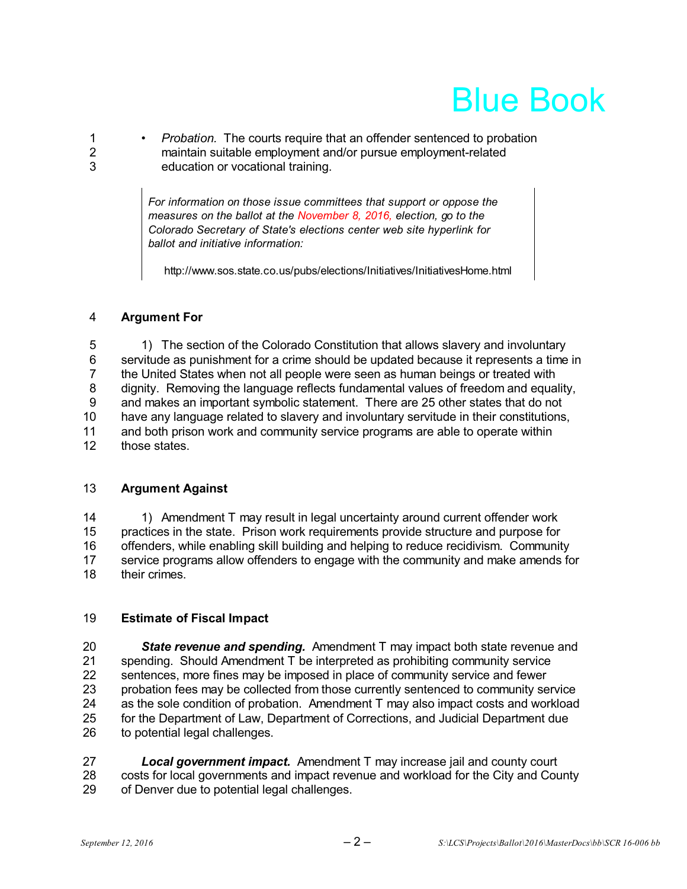# Blue Book

- *Probation.* The courts require that an offender sentenced to probation maintain suitable employment and/or pursue employment-related education or vocational training.

> *For information on those issue committees that support or oppose the measures on the ballot at the November 8, 2016, election, go to the Colorado Secretary of State's elections center web site hyperlink for ballot and initiative information:*
>
> http://www.sos.state.co.us/pubs/elections/Initiatives/InitiativesHome.html

**Argument For**

1) The section of the Colorado Constitution that allows slavery and involuntary servitude as punishment for a crime should be updated because it represents a time in the United States when not all people were seen as human beings or treated with dignity. Removing the language reflects fundamental values of freedom and equality, and makes an important symbolic statement. There are 25 other states that do not have any language related to slavery and involuntary servitude in their constitutions, and both prison work and community service programs are able to operate within those states.

**Argument Against**

1) Amendment T may result in legal uncertainty around current offender work practices in the state. Prison work requirements provide structure and purpose for offenders, while enabling skill building and helping to reduce recidivism. Community service programs allow offenders to engage with the community and make amends for their crimes.

**Estimate of Fiscal Impact**

***State revenue and spending.*** Amendment T may impact both state revenue and spending. Should Amendment T be interpreted as prohibiting community service sentences, more fines may be imposed in place of community service and fewer probation fees may be collected from those currently sentenced to community service as the sole condition of probation. Amendment T may also impact costs and workload for the Department of Law, Department of Corrections, and Judicial Department due to potential legal challenges.

***Local government impact.*** Amendment T may increase jail and county court costs for local governments and impact revenue and workload for the City and County of Denver due to potential legal challenges.